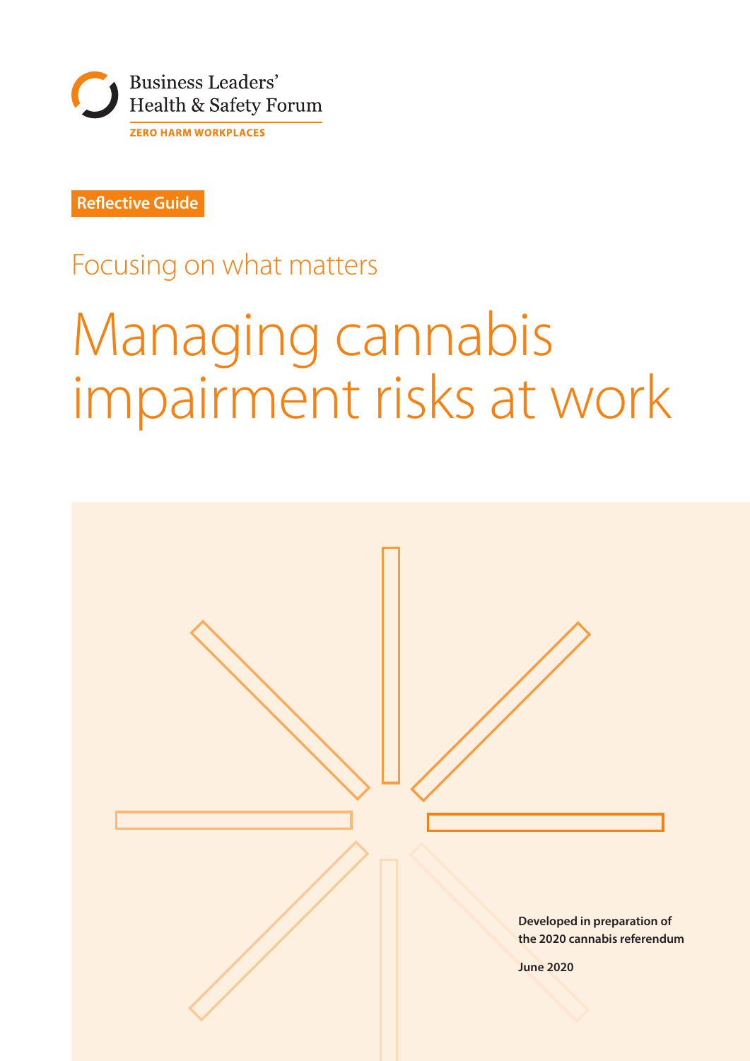Business Leaders' Health & Safety Forum

ZERO HARM WORKPLACES

**Reflective Guide**

## Focusing on what matters

# Managing cannabis impairment risks at work

**Developed in preparation of the 2020 cannabis referendum**

**June 2020**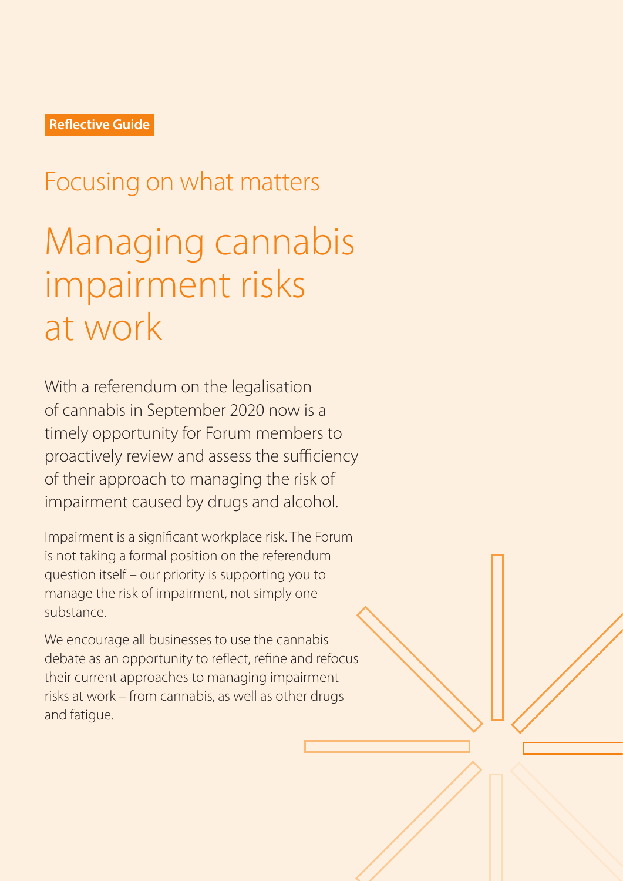**Reflective Guide**

## Focusing on what matters

# Managing cannabis impairment risks at work

With a referendum on the legalisation of cannabis in September 2020 now is a timely opportunity for Forum members to proactively review and assess the sufficiency of their approach to managing the risk of impairment caused by drugs and alcohol.

Impairment is a significant workplace risk. The Forum is not taking a formal position on the referendum question itself – our priority is supporting you to manage the risk of impairment, not simply one substance.

We encourage all businesses to use the cannabis debate as an opportunity to reflect, refine and refocus their current approaches to managing impairment risks at work – from cannabis, as well as other drugs and fatigue.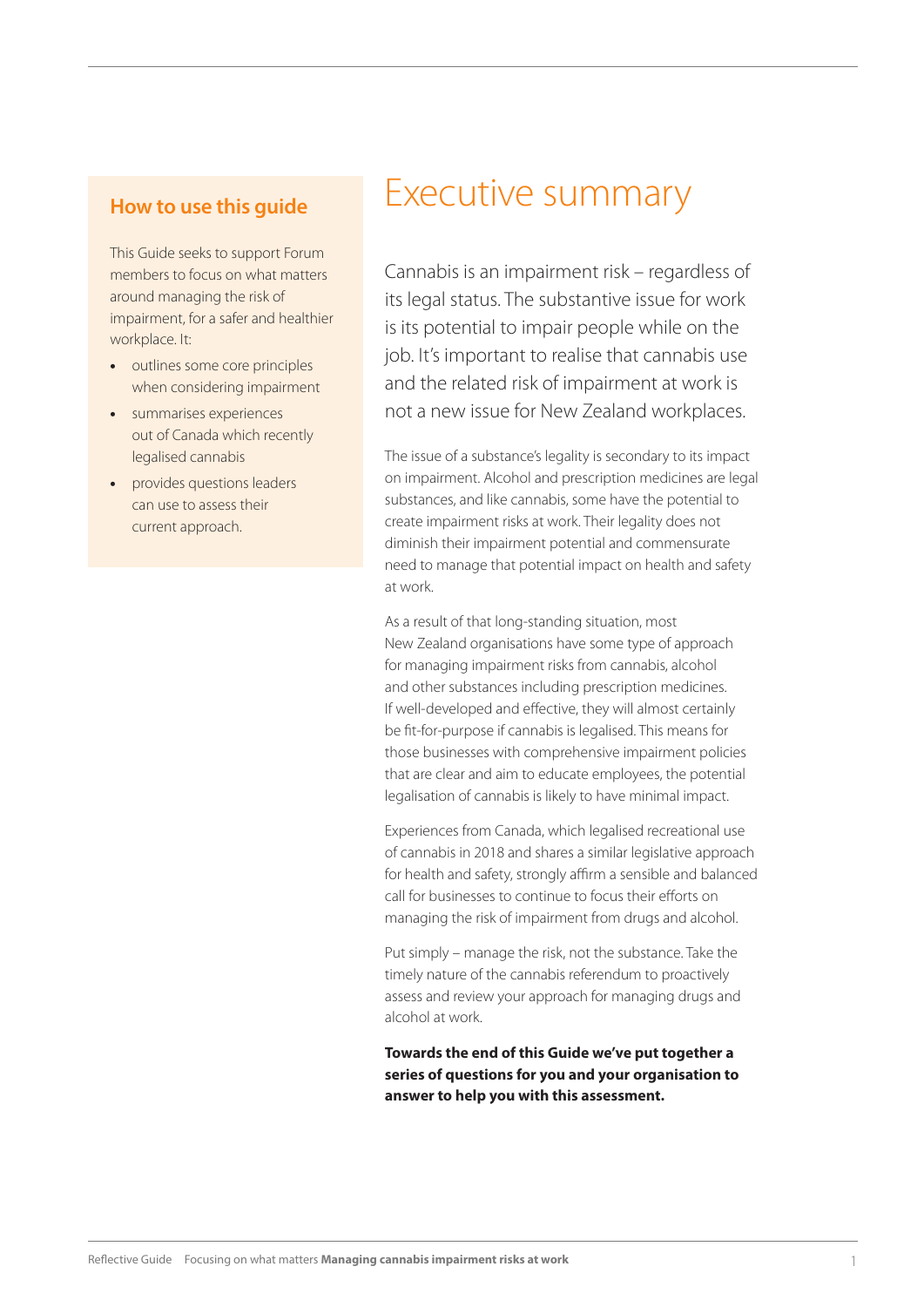## How to use this guide

This Guide seeks to support Forum members to focus on what matters around managing the risk of impairment, for a safer and healthier workplace. It:

- outlines some core principles when considering impairment
- summarises experiences out of Canada which recently legalised cannabis
- provides questions leaders can use to assess their current approach.

# Executive summary

Cannabis is an impairment risk – regardless of its legal status. The substantive issue for work is its potential to impair people while on the job. It's important to realise that cannabis use and the related risk of impairment at work is not a new issue for New Zealand workplaces.

The issue of a substance's legality is secondary to its impact on impairment. Alcohol and prescription medicines are legal substances, and like cannabis, some have the potential to create impairment risks at work. Their legality does not diminish their impairment potential and commensurate need to manage that potential impact on health and safety at work.

As a result of that long-standing situation, most New Zealand organisations have some type of approach for managing impairment risks from cannabis, alcohol and other substances including prescription medicines. If well-developed and effective, they will almost certainly be fit-for-purpose if cannabis is legalised. This means for those businesses with comprehensive impairment policies that are clear and aim to educate employees, the potential legalisation of cannabis is likely to have minimal impact.

Experiences from Canada, which legalised recreational use of cannabis in 2018 and shares a similar legislative approach for health and safety, strongly affirm a sensible and balanced call for businesses to continue to focus their efforts on managing the risk of impairment from drugs and alcohol.

Put simply – manage the risk, not the substance. Take the timely nature of the cannabis referendum to proactively assess and review your approach for managing drugs and alcohol at work.

**Towards the end of this Guide we've put together a series of questions for you and your organisation to answer to help you with this assessment.**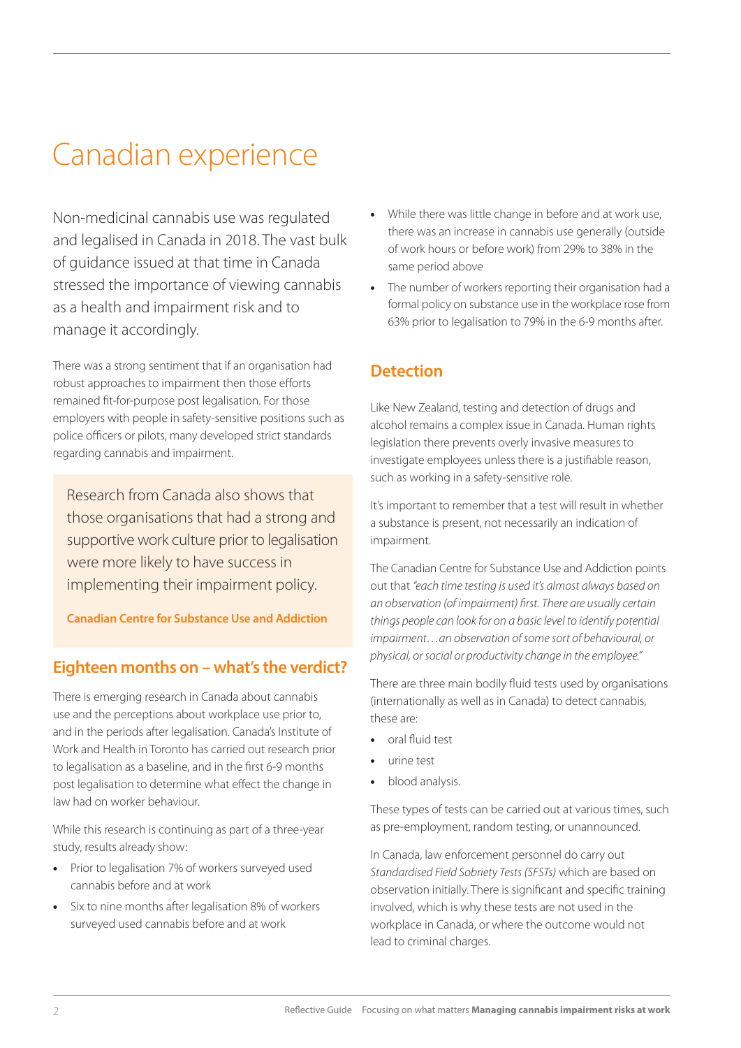# Canadian experience

Non-medicinal cannabis use was regulated and legalised in Canada in 2018. The vast bulk of guidance issued at that time in Canada stressed the importance of viewing cannabis as a health and impairment risk and to manage it accordingly.

There was a strong sentiment that if an organisation had robust approaches to impairment then those efforts remained fit-for-purpose post legalisation. For those employers with people in safety-sensitive positions such as police officers or pilots, many developed strict standards regarding cannabis and impairment.

> Research from Canada also shows that those organisations that had a strong and supportive work culture prior to legalisation were more likely to have success in implementing their impairment policy.
>
> **Canadian Centre for Substance Use and Addiction**

## Eighteen months on – what's the verdict?

There is emerging research in Canada about cannabis use and the perceptions about workplace use prior to, and in the periods after legalisation. Canada's Institute of Work and Health in Toronto has carried out research prior to legalisation as a baseline, and in the first 6-9 months post legalisation to determine what effect the change in law had on worker behaviour.

While this research is continuing as part of a three-year study, results already show:

- Prior to legalisation 7% of workers surveyed used cannabis before and at work
- Six to nine months after legalisation 8% of workers surveyed used cannabis before and at work
- While there was little change in before and at work use, there was an increase in cannabis use generally (outside of work hours or before work) from 29% to 38% in the same period above
- The number of workers reporting their organisation had a formal policy on substance use in the workplace rose from 63% prior to legalisation to 79% in the 6-9 months after.

## Detection

Like New Zealand, testing and detection of drugs and alcohol remains a complex issue in Canada. Human rights legislation there prevents overly invasive measures to investigate employees unless there is a justifiable reason, such as working in a safety-sensitive role.

It's important to remember that a test will result in whether a substance is present, not necessarily an indication of impairment.

The Canadian Centre for Substance Use and Addiction points out that *"each time testing is used it's almost always based on an observation (of impairment) first. There are usually certain things people can look for on a basic level to identify potential impairment…an observation of some sort of behavioural, or physical, or social or productivity change in the employee."*

There are three main bodily fluid tests used by organisations (internationally as well as in Canada) to detect cannabis, these are:

- oral fluid test
- urine test
- blood analysis.

These types of tests can be carried out at various times, such as pre-employment, random testing, or unannounced.

In Canada, law enforcement personnel do carry out *Standardised Field Sobriety Tests (SFSTs)* which are based on observation initially. There is significant and specific training involved, which is why these tests are not used in the workplace in Canada, or where the outcome would not lead to criminal charges.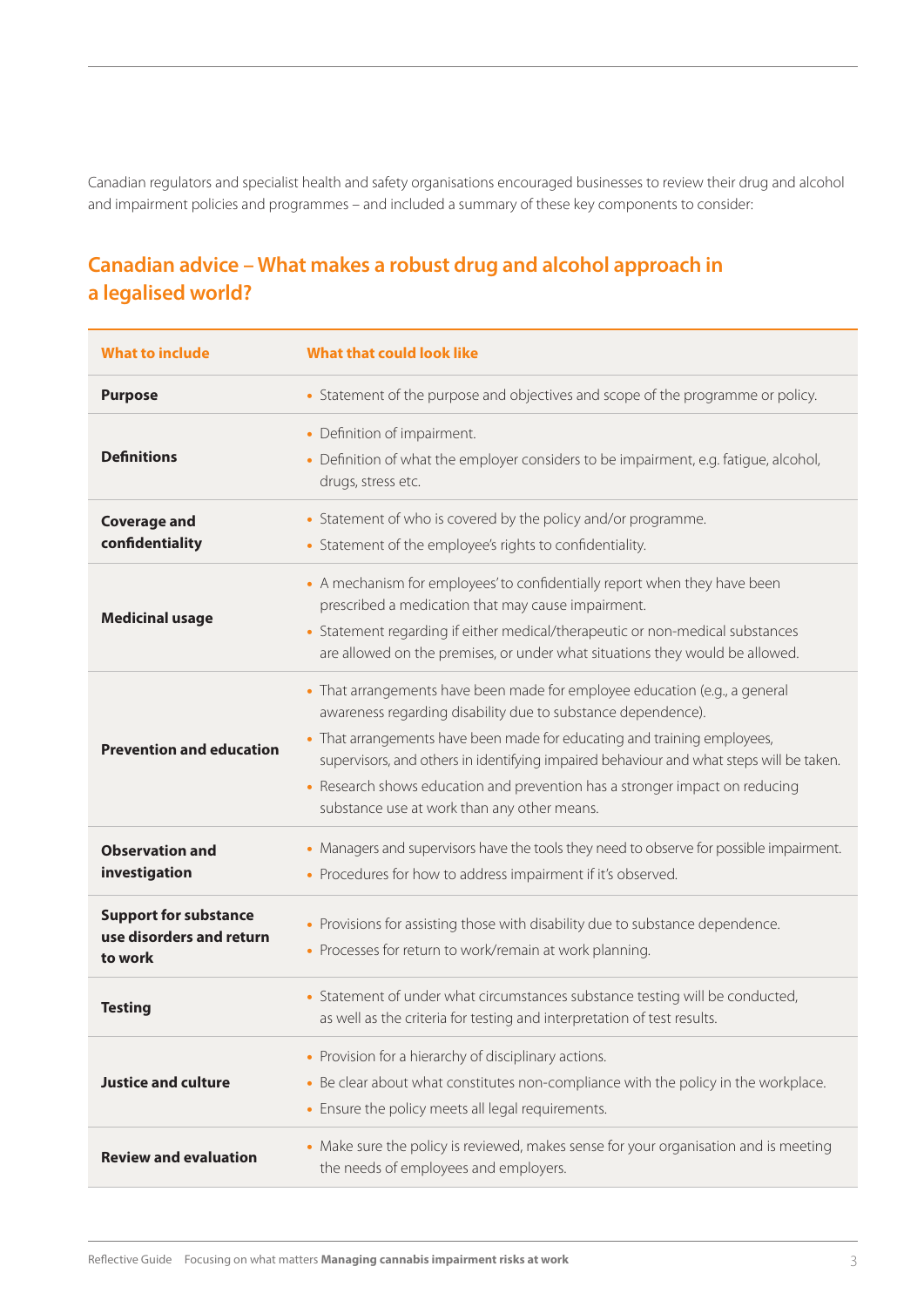Canadian regulators and specialist health and safety organisations encouraged businesses to review their drug and alcohol and impairment policies and programmes – and included a summary of these key components to consider:

## Canadian advice – What makes a robust drug and alcohol approach in a legalised world?

| What to include | What that could look like |
| --- | --- |
| **Purpose** | • Statement of the purpose and objectives and scope of the programme or policy. |
| **Definitions** | • Definition of impairment.<br>• Definition of what the employer considers to be impairment, e.g. fatigue, alcohol, drugs, stress etc. |
| **Coverage and confidentiality** | • Statement of who is covered by the policy and/or programme.<br>• Statement of the employee's rights to confidentiality. |
| **Medicinal usage** | • A mechanism for employees' to confidentially report when they have been prescribed a medication that may cause impairment.<br>• Statement regarding if either medical/therapeutic or non-medical substances are allowed on the premises, or under what situations they would be allowed. |
| **Prevention and education** | • That arrangements have been made for employee education (e.g., a general awareness regarding disability due to substance dependence).<br>• That arrangements have been made for educating and training employees, supervisors, and others in identifying impaired behaviour and what steps will be taken.<br>• Research shows education and prevention has a stronger impact on reducing substance use at work than any other means. |
| **Observation and investigation** | • Managers and supervisors have the tools they need to observe for possible impairment.<br>• Procedures for how to address impairment if it's observed. |
| **Support for substance use disorders and return to work** | • Provisions for assisting those with disability due to substance dependence.<br>• Processes for return to work/remain at work planning. |
| **Testing** | • Statement of under what circumstances substance testing will be conducted, as well as the criteria for testing and interpretation of test results. |
| **Justice and culture** | • Provision for a hierarchy of disciplinary actions.<br>• Be clear about what constitutes non-compliance with the policy in the workplace.<br>• Ensure the policy meets all legal requirements. |
| **Review and evaluation** | • Make sure the policy is reviewed, makes sense for your organisation and is meeting the needs of employees and employers. |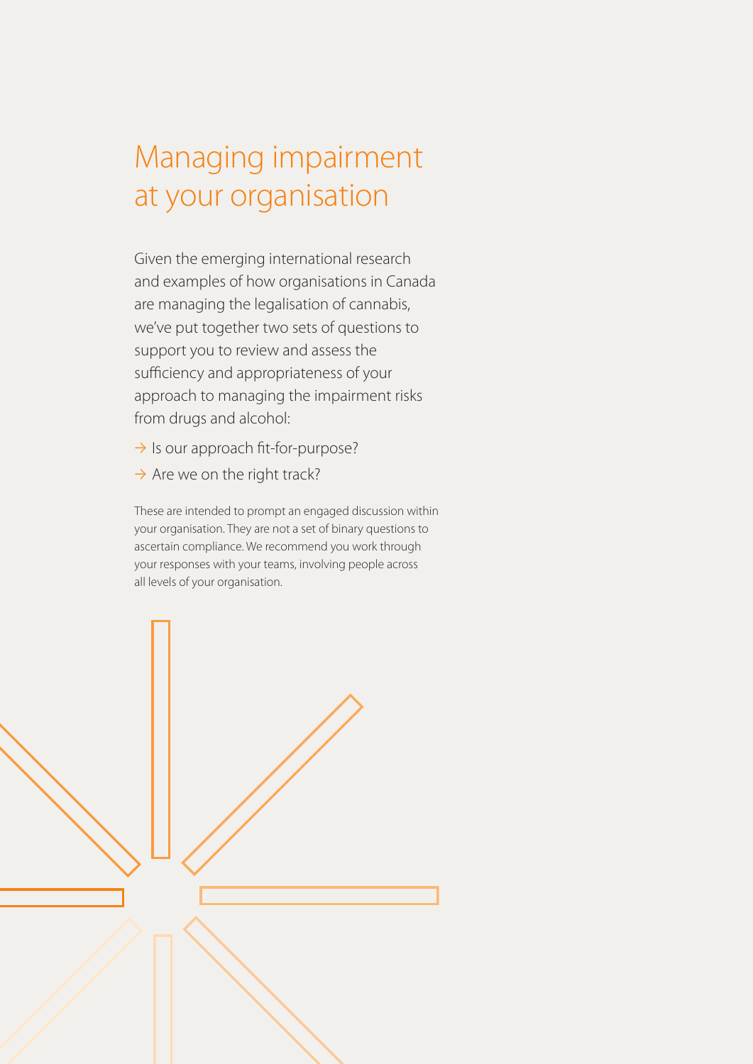# Managing impairment at your organisation

Given the emerging international research and examples of how organisations in Canada are managing the legalisation of cannabis, we've put together two sets of questions to support you to review and assess the sufficiency and appropriateness of your approach to managing the impairment risks from drugs and alcohol:

→ Is our approach fit-for-purpose?

→ Are we on the right track?

These are intended to prompt an engaged discussion within your organisation. They are not a set of binary questions to ascertain compliance. We recommend you work through your responses with your teams, involving people across all levels of your organisation.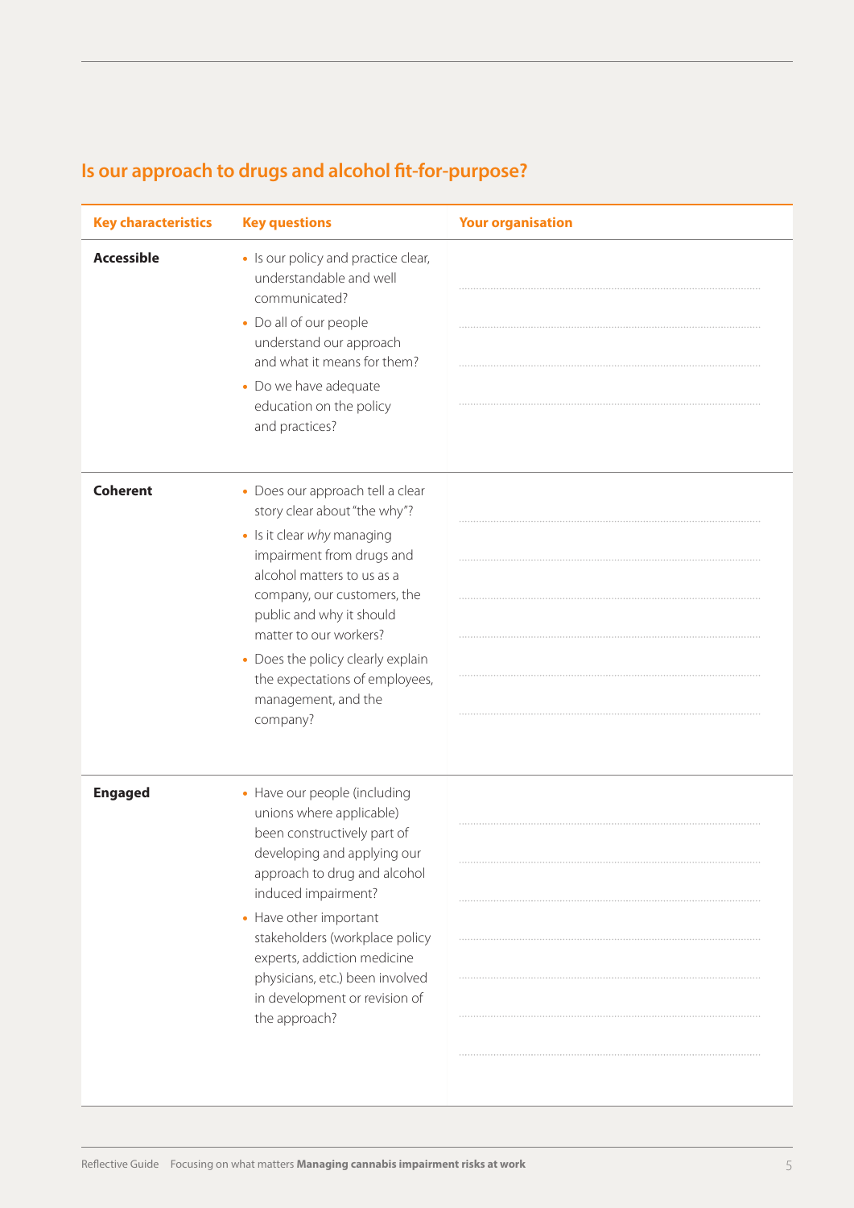## Is our approach to drugs and alcohol fit-for-purpose?

| Key characteristics | Key questions | Your organisation |
|---|---|---|
| **Accessible** | • Is our policy and practice clear, understandable and well communicated?<br>• Do all of our people understand our approach and what it means for them?<br>• Do we have adequate education on the policy and practices? | |
| **Coherent** | • Does our approach tell a clear story clear about "the why"?<br>• Is it clear *why* managing impairment from drugs and alcohol matters to us as a company, our customers, the public and why it should matter to our workers?<br>• Does the policy clearly explain the expectations of employees, management, and the company? | |
| **Engaged** | • Have our people (including unions where applicable) been constructively part of developing and applying our approach to drug and alcohol induced impairment?<br>• Have other important stakeholders (workplace policy experts, addiction medicine physicians, etc.) been involved in development or revision of the approach? | |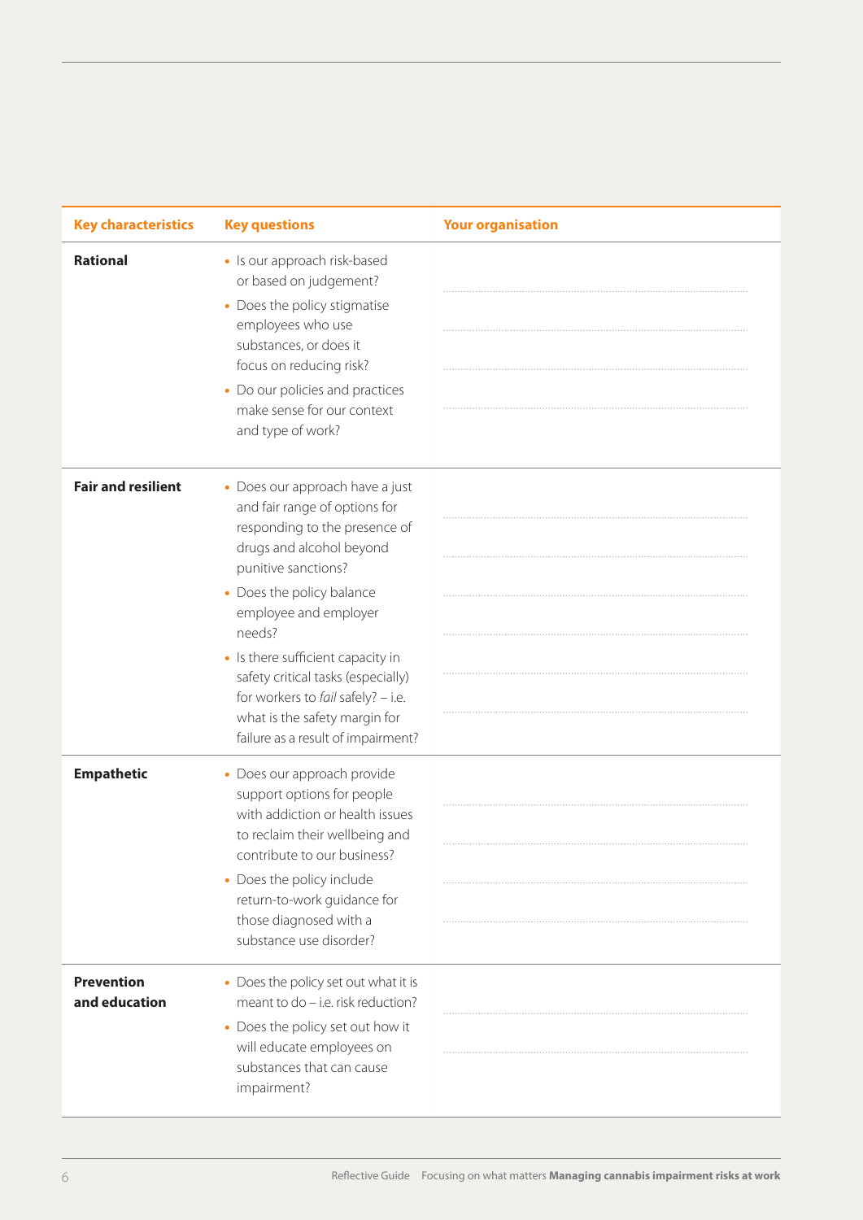| Key characteristics | Key questions | Your organisation |
|---|---|---|
| **Rational** | • Is our approach risk-based or based on judgement?<br>• Does the policy stigmatise employees who use substances, or does it focus on reducing risk?<br>• Do our policies and practices make sense for our context and type of work? | |
| **Fair and resilient** | • Does our approach have a just and fair range of options for responding to the presence of drugs and alcohol beyond punitive sanctions?<br>• Does the policy balance employee and employer needs?<br>• Is there sufficient capacity in safety critical tasks (especially) for workers to *fail* safely? – i.e. what is the safety margin for failure as a result of impairment? | |
| **Empathetic** | • Does our approach provide support options for people with addiction or health issues to reclaim their wellbeing and contribute to our business?<br>• Does the policy include return-to-work guidance for those diagnosed with a substance use disorder? | |
| **Prevention and education** | • Does the policy set out what it is meant to do – i.e. risk reduction?<br>• Does the policy set out how it will educate employees on substances that can cause impairment? | |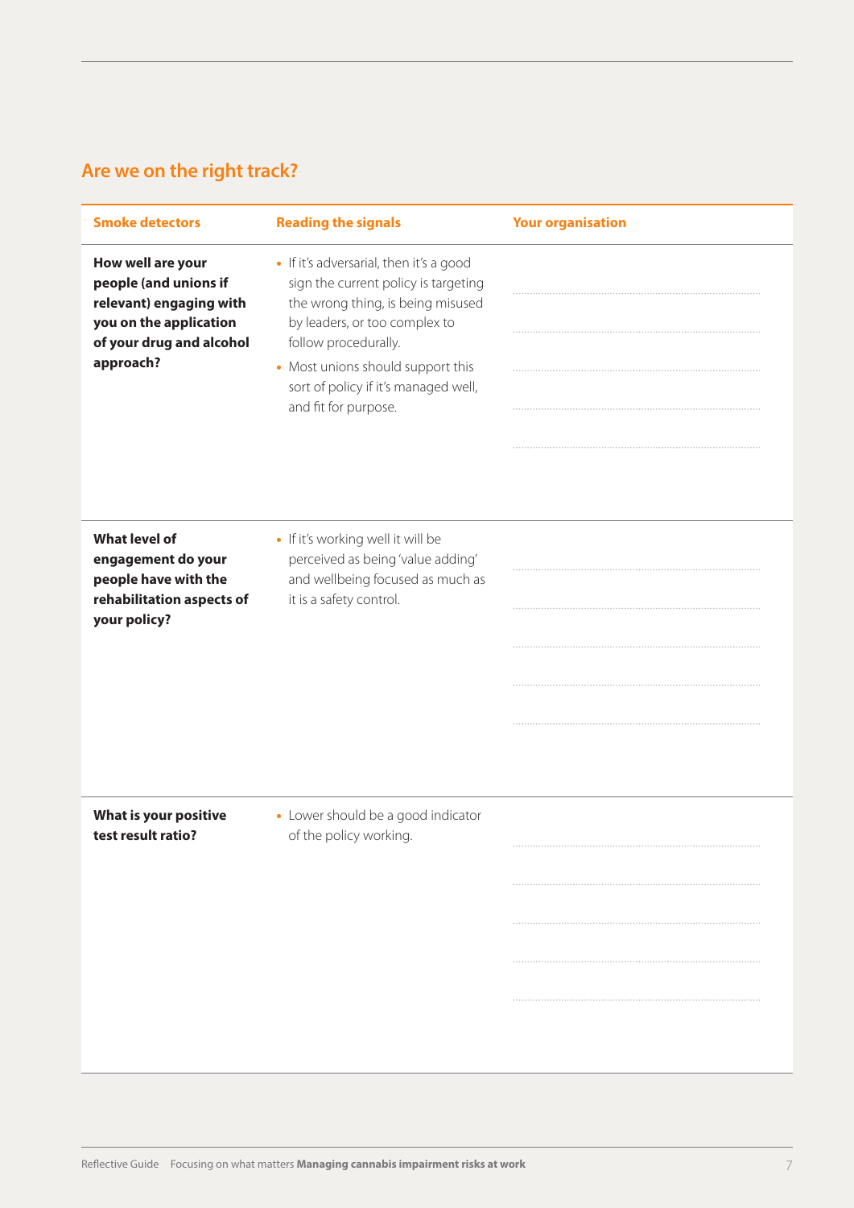## Are we on the right track?

| Smoke detectors | Reading the signals | Your organisation |
|---|---|---|
| **How well are your people (and unions if relevant) engaging with you on the application of your drug and alcohol approach?** | • If it's adversarial, then it's a good sign the current policy is targeting the wrong thing, is being misused by leaders, or too complex to follow procedurally.<br>• Most unions should support this sort of policy if it's managed well, and fit for purpose. | |
| **What level of engagement do your people have with the rehabilitation aspects of your policy?** | • If it's working well it will be perceived as being 'value adding' and wellbeing focused as much as it is a safety control. | |
| **What is your positive test result ratio?** | • Lower should be a good indicator of the policy working. | |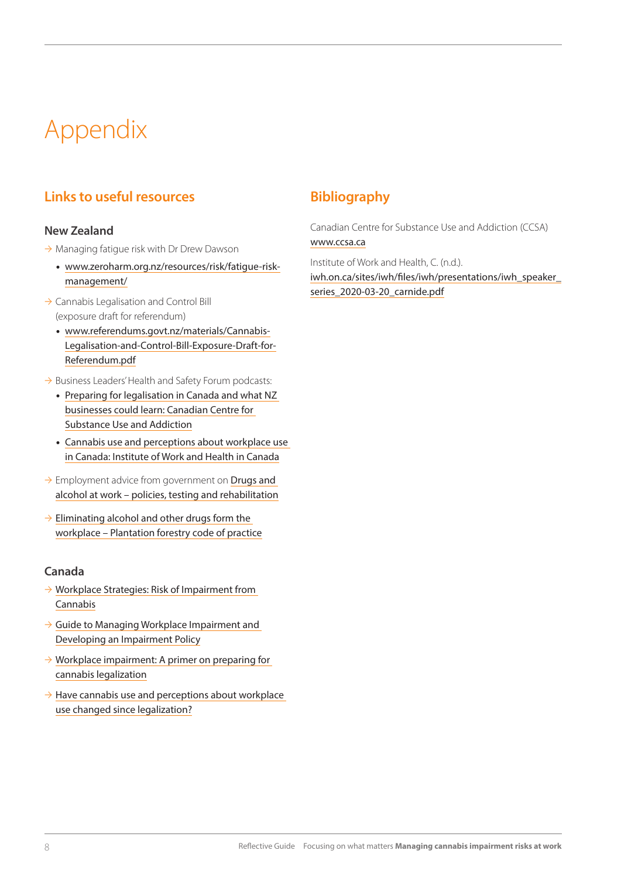# Appendix

## Links to useful resources

### New Zealand

- Managing fatigue risk with Dr Drew Dawson
  - www.zeroharm.org.nz/resources/risk/fatigue-risk-management/
- Cannabis Legalisation and Control Bill (exposure draft for referendum)
  - www.referendums.govt.nz/materials/Cannabis-Legalisation-and-Control-Bill-Exposure-Draft-for-Referendum.pdf
- Business Leaders' Health and Safety Forum podcasts:
  - Preparing for legalisation in Canada and what NZ businesses could learn: Canadian Centre for Substance Use and Addiction
  - Cannabis use and perceptions about workplace use in Canada: Institute of Work and Health in Canada
- Employment advice from government on Drugs and alcohol at work – policies, testing and rehabilitation
- Eliminating alcohol and other drugs form the workplace – Plantation forestry code of practice

### Canada

- Workplace Strategies: Risk of Impairment from Cannabis
- Guide to Managing Workplace Impairment and Developing an Impairment Policy
- Workplace impairment: A primer on preparing for cannabis legalization
- Have cannabis use and perceptions about workplace use changed since legalization?

## Bibliography

Canadian Centre for Substance Use and Addiction (CCSA)
www.ccsa.ca

Institute of Work and Health, C. (n.d.).
iwh.on.ca/sites/iwh/files/iwh/presentations/iwh_speaker_series_2020-03-20_carnide.pdf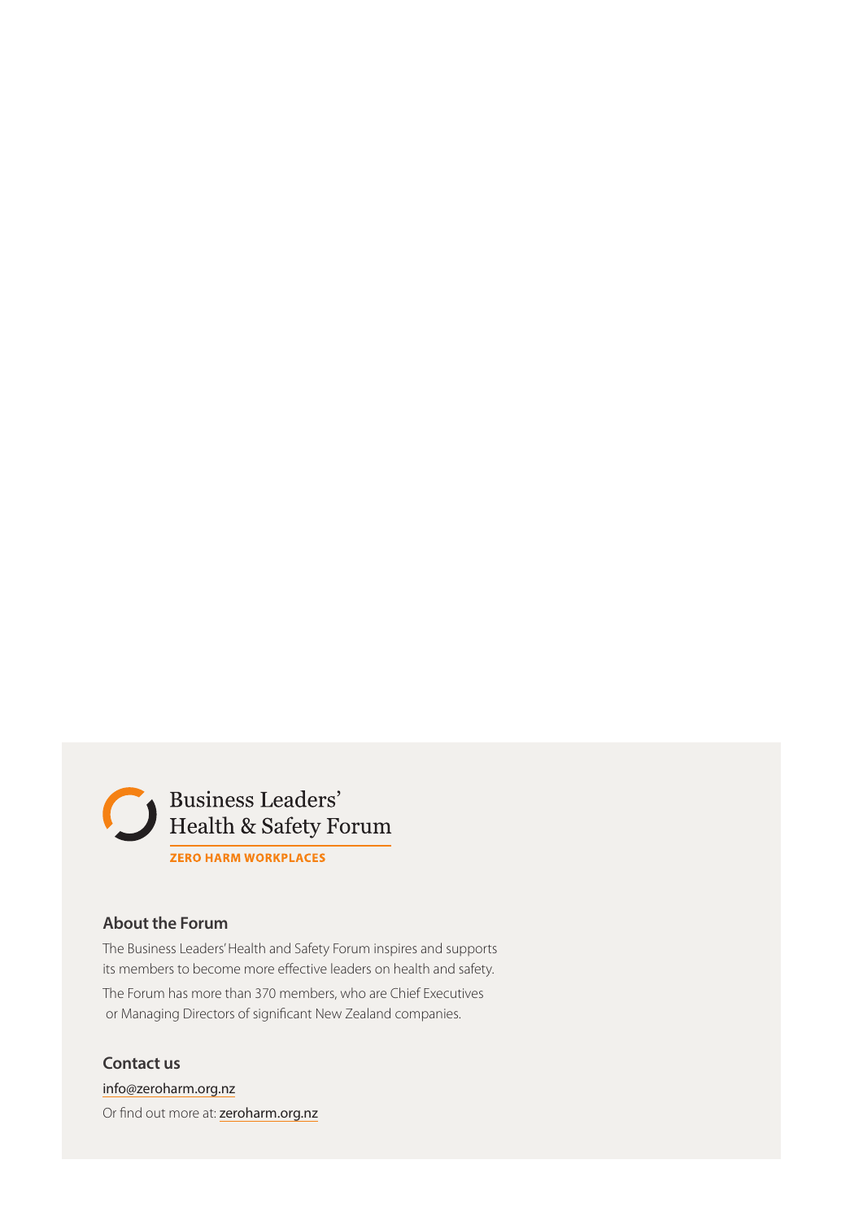Business Leaders' Health & Safety Forum

ZERO HARM WORKPLACES

## About the Forum

The Business Leaders' Health and Safety Forum inspires and supports its members to become more effective leaders on health and safety.

The Forum has more than 370 members, who are Chief Executives or Managing Directors of significant New Zealand companies.

## Contact us

info@zeroharm.org.nz

Or find out more at: zeroharm.org.nz